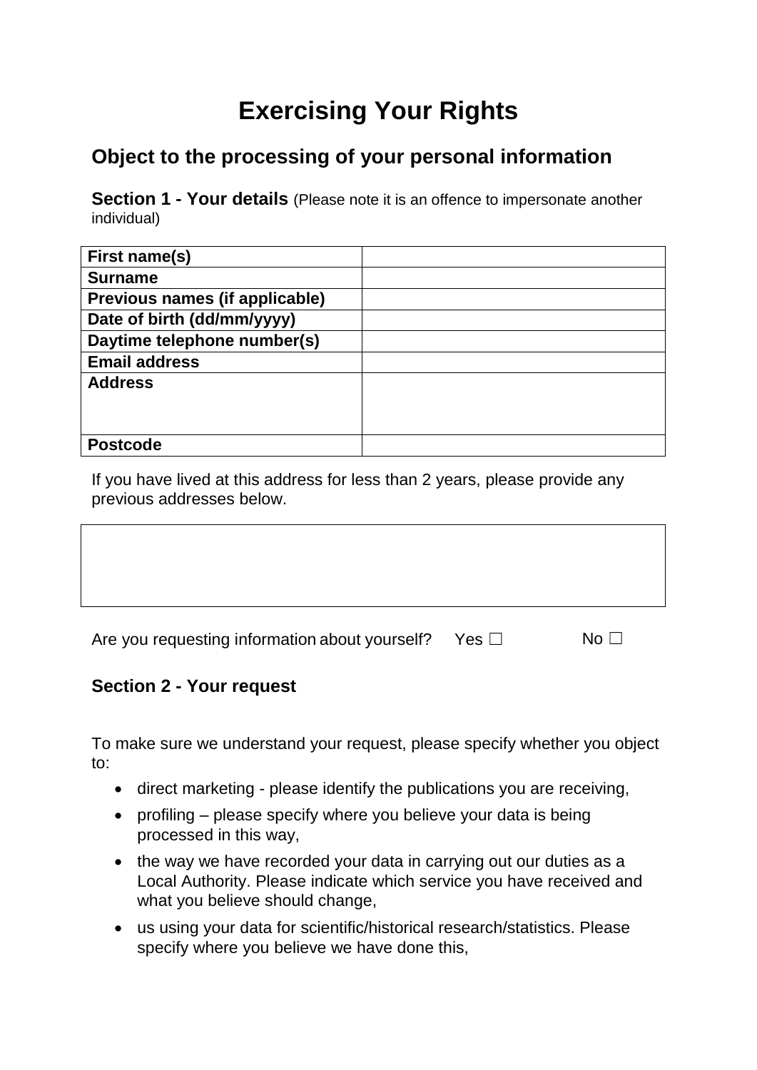# Exercising Your Rights

## Object to the processing of your personal information

**Section 1 - Your details** (Please note it is an offence to impersonate another individual)

| **First name(s)** | |
|---|---|
| **Surname** | |
| **Previous names (if applicable)** | |
| **Date of birth (dd/mm/yyyy)** | |
| **Daytime telephone number(s)** | |
| **Email address** | |
| **Address** | |
| **Postcode** | |

If you have lived at this address for less than 2 years, please provide any previous addresses below.

| |
|---|
| |

Are you requesting information about yourself? Yes ☐ No ☐

### Section 2 - Your request

To make sure we understand your request, please specify whether you object to:

- direct marketing - please identify the publications you are receiving,
- profiling – please specify where you believe your data is being processed in this way,
- the way we have recorded your data in carrying out our duties as a Local Authority. Please indicate which service you have received and what you believe should change,
- us using your data for scientific/historical research/statistics. Please specify where you believe we have done this,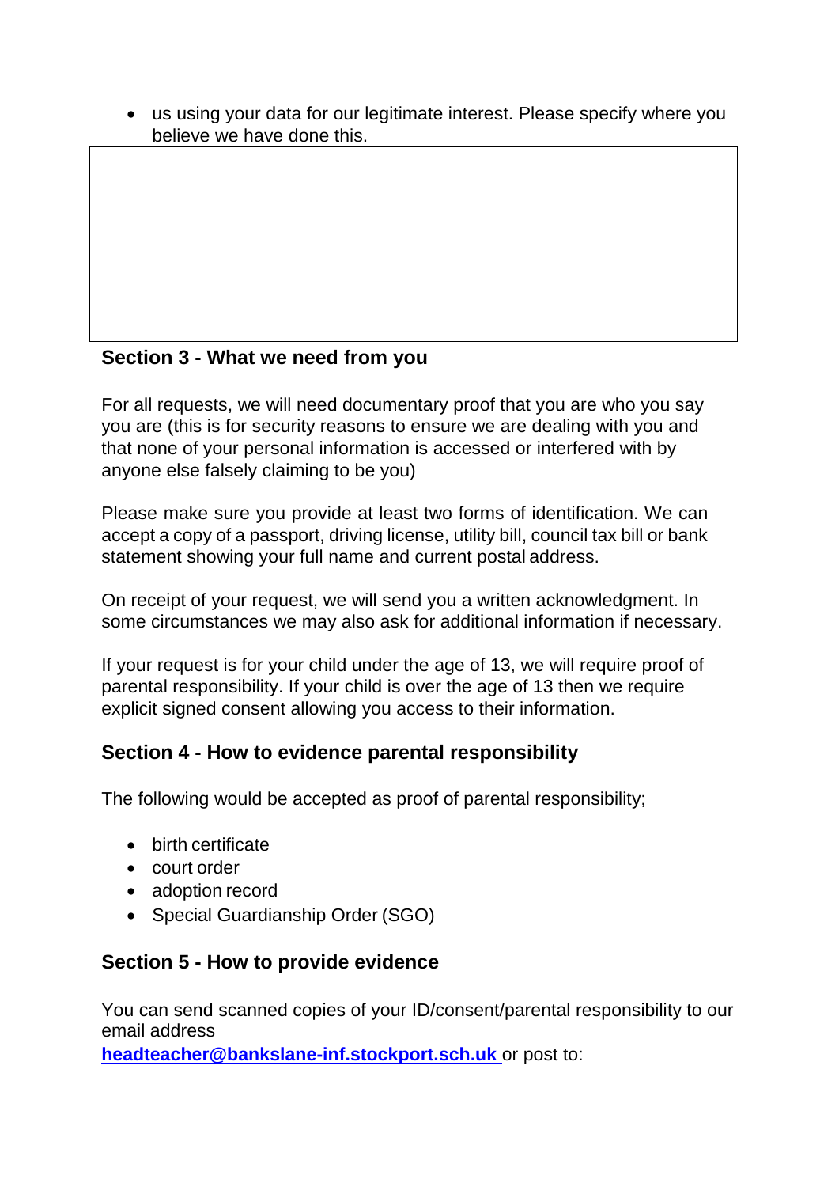- us using your data for our legitimate interest. Please specify where you believe we have done this.

|  |
|---|
|  |

## Section 3 - What we need from you

For all requests, we will need documentary proof that you are who you say you are (this is for security reasons to ensure we are dealing with you and that none of your personal information is accessed or interfered with by anyone else falsely claiming to be you)

Please make sure you provide at least two forms of identification. We can accept a copy of a passport, driving license, utility bill, council tax bill or bank statement showing your full name and current postal address.

On receipt of your request, we will send you a written acknowledgment. In some circumstances we may also ask for additional information if necessary.

If your request is for your child under the age of 13, we will require proof of parental responsibility. If your child is over the age of 13 then we require explicit signed consent allowing you access to their information.

## Section 4 - How to evidence parental responsibility

The following would be accepted as proof of parental responsibility;

- birth certificate
- court order
- adoption record
- Special Guardianship Order (SGO)

## Section 5 - How to provide evidence

You can send scanned copies of your ID/consent/parental responsibility to our email address **headteacher@bankslane-inf.stockport.sch.uk** or post to: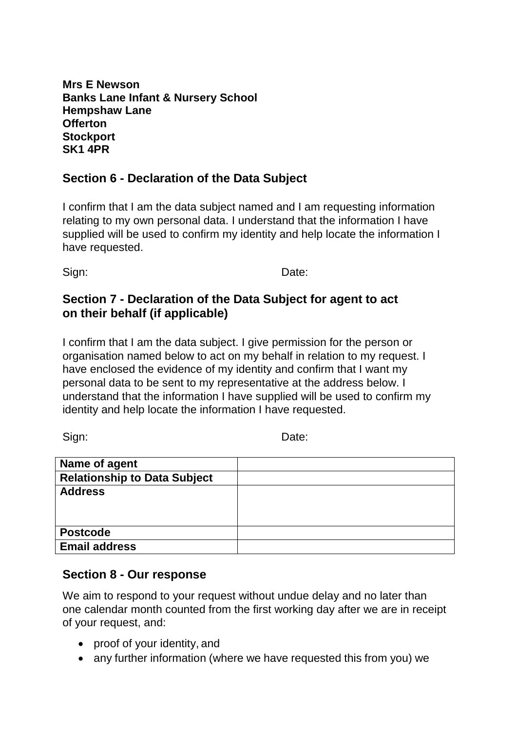**Mrs E Newson**
**Banks Lane Infant & Nursery School**
**Hempshaw Lane**
**Offerton**
**Stockport**
**SK1 4PR**

## Section 6 - Declaration of the Data Subject

I confirm that I am the data subject named and I am requesting information relating to my own personal data. I understand that the information I have supplied will be used to confirm my identity and help locate the information I have requested.

Sign: Date:

## Section 7 - Declaration of the Data Subject for agent to act on their behalf (if applicable)

I confirm that I am the data subject. I give permission for the person or organisation named below to act on my behalf in relation to my request. I have enclosed the evidence of my identity and confirm that I want my personal data to be sent to my representative at the address below. I understand that the information I have supplied will be used to confirm my identity and help locate the information I have requested.

Sign: Date:

| **Name of agent** | |
|---|---|
| **Relationship to Data Subject** | |
| **Address** | |
| **Postcode** | |
| **Email address** | |

## Section 8 - Our response

We aim to respond to your request without undue delay and no later than one calendar month counted from the first working day after we are in receipt of your request, and:

- proof of your identity, and
- any further information (where we have requested this from you) we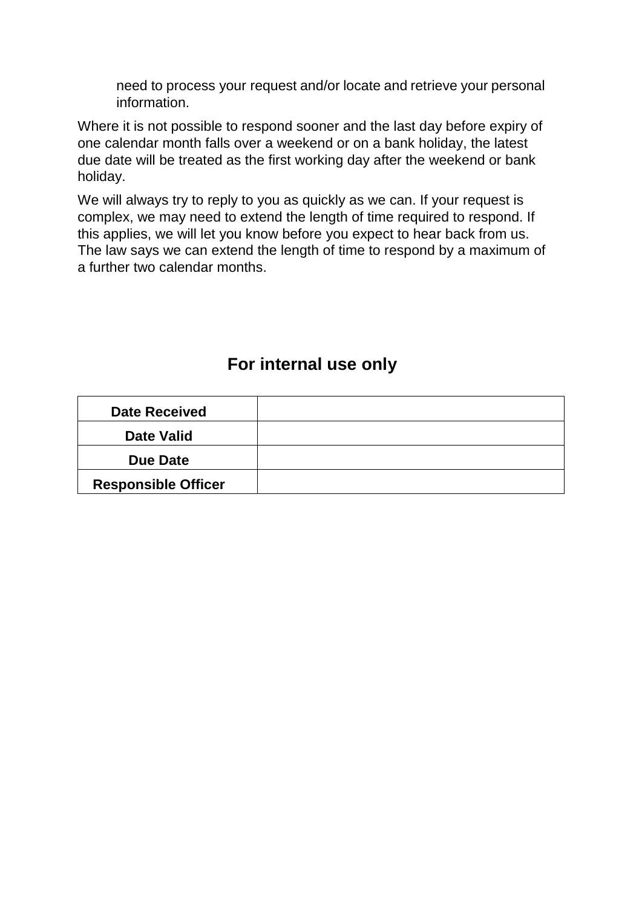need to process your request and/or locate and retrieve your personal information.

Where it is not possible to respond sooner and the last day before expiry of one calendar month falls over a weekend or on a bank holiday, the latest due date will be treated as the first working day after the weekend or bank holiday.

We will always try to reply to you as quickly as we can. If your request is complex, we may need to extend the length of time required to respond. If this applies, we will let you know before you expect to hear back from us. The law says we can extend the length of time to respond by a maximum of a further two calendar months.

## For internal use only

| | |
|---|---|
| **Date Received** | |
| **Date Valid** | |
| **Due Date** | |
| **Responsible Officer** | |